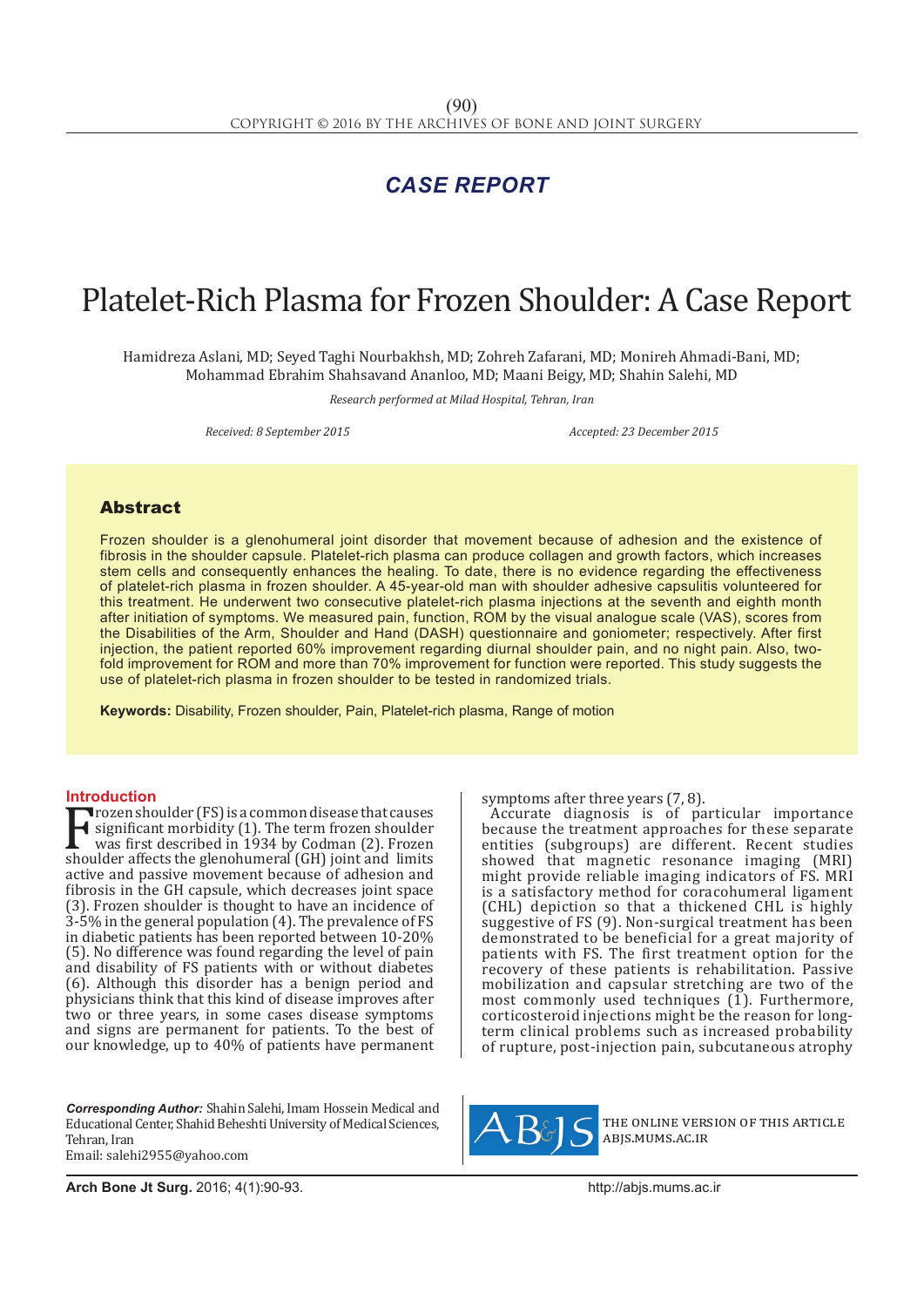## CASE REPORT

# Platelet-Rich Plasma for Frozen Shoulder: A Case Report

Hamidreza Aslani, MD; Seyed Taghi Nourbakhsh, MD; Zohreh Zafarani, MD; Monireh Ahmadi-Bani, MD; Mohammad Ebrahim Shahsavand Ananloo, MD; Maani Beigy, MD; Shahin Salehi, MD

*Research performed at Milad Hospital, Tehran, Iran*

*Received: 8 September 2015* *Accepted: 23 December 2015*

## Abstract

Frozen shoulder is a glenohumeral joint disorder that movement because of adhesion and the existence of fibrosis in the shoulder capsule. Platelet-rich plasma can produce collagen and growth factors, which increases stem cells and consequently enhances the healing. To date, there is no evidence regarding the effectiveness of platelet-rich plasma in frozen shoulder. A 45-year-old man with shoulder adhesive capsulitis volunteered for this treatment. He underwent two consecutive platelet-rich plasma injections at the seventh and eighth month after initiation of symptoms. We measured pain, function, ROM by the visual analogue scale (VAS), scores from the Disabilities of the Arm, Shoulder and Hand (DASH) questionnaire and goniometer; respectively. After first injection, the patient reported 60% improvement regarding diurnal shoulder pain, and no night pain. Also, two-fold improvement for ROM and more than 70% improvement for function were reported. This study suggests the use of platelet-rich plasma in frozen shoulder to be tested in randomized trials.

**Keywords:** Disability, Frozen shoulder, Pain, Platelet-rich plasma, Range of motion

## Introduction

Frozen shoulder (FS) is a common disease that causes significant morbidity (1). The term frozen shoulder was first described in 1934 by Codman (2). Frozen shoulder affects the glenohumeral (GH) joint and limits active and passive movement because of adhesion and fibrosis in the GH capsule, which decreases joint space (3). Frozen shoulder is thought to have an incidence of 3-5% in the general population (4). The prevalence of FS in diabetic patients has been reported between 10-20% (5). No difference was found regarding the level of pain and disability of FS patients with or without diabetes (6). Although this disorder has a benign period and physicians think that this kind of disease improves after two or three years, in some cases disease symptoms and signs are permanent for patients. To the best of our knowledge, up to 40% of patients have permanent symptoms after three years (7, 8).

Accurate diagnosis is of particular importance because the treatment approaches for these separate entities (subgroups) are different. Recent studies showed that magnetic resonance imaging (MRI) might provide reliable imaging indicators of FS. MRI is a satisfactory method for coracohumeral ligament (CHL) depiction so that a thickened CHL is highly suggestive of FS (9). Non-surgical treatment has been demonstrated to be beneficial for a great majority of patients with FS. The first treatment option for the recovery of these patients is rehabilitation. Passive mobilization and capsular stretching are two of the most commonly used techniques (1). Furthermore, corticosteroid injections might be the reason for long-term clinical problems such as increased probability of rupture, post-injection pain, subcutaneous atrophy

*Corresponding Author:* Shahin Salehi, Imam Hossein Medical and Educational Center, Shahid Beheshti University of Medical Sciences, Tehran, Iran
Email: salehi2955@yahoo.com

THE ONLINE VERSION OF THIS ARTICLE ABJS.MUMS.AC.IR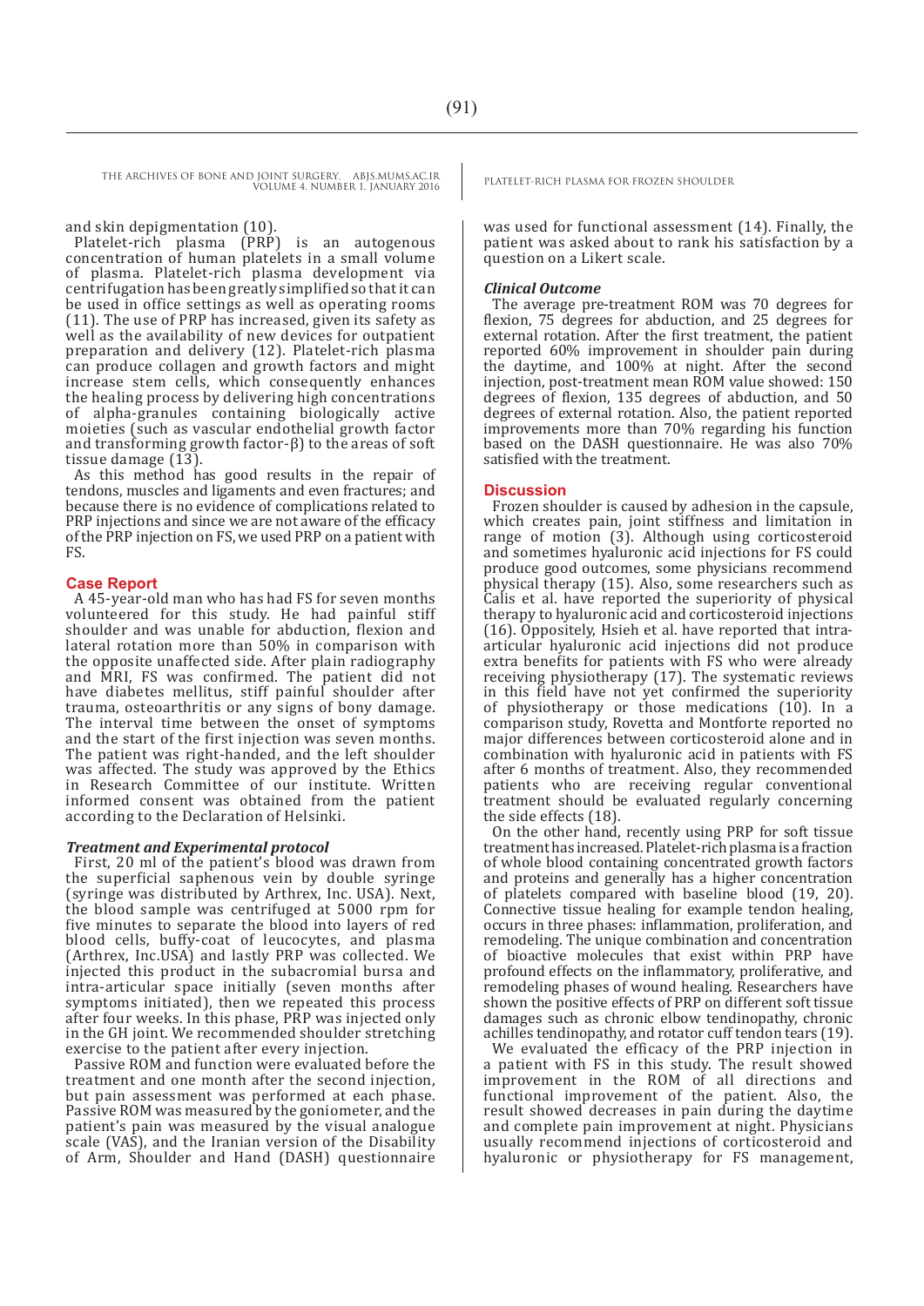and skin depigmentation (10).

Platelet-rich plasma (PRP) is an autogenous concentration of human platelets in a small volume of plasma. Platelet-rich plasma development via centrifugation has been greatly simplified so that it can be used in office settings as well as operating rooms (11). The use of PRP has increased, given its safety as well as the availability of new devices for outpatient preparation and delivery (12). Platelet-rich plasma can produce collagen and growth factors and might increase stem cells, which consequently enhances the healing process by delivering high concentrations of alpha-granules containing biologically active moieties (such as vascular endothelial growth factor and transforming growth factor-β) to the areas of soft tissue damage (13).

As this method has good results in the repair of tendons, muscles and ligaments and even fractures; and because there is no evidence of complications related to PRP injections and since we are not aware of the efficacy of the PRP injection on FS, we used PRP on a patient with FS.

## Case Report

A 45-year-old man who has had FS for seven months volunteered for this study. He had painful stiff shoulder and was unable for abduction, flexion and lateral rotation more than 50% in comparison with the opposite unaffected side. After plain radiography and MRI, FS was confirmed. The patient did not have diabetes mellitus, stiff painful shoulder after trauma, osteoarthritis or any signs of bony damage. The interval time between the onset of symptoms and the start of the first injection was seven months. The patient was right-handed, and the left shoulder was affected. The study was approved by the Ethics in Research Committee of our institute. Written informed consent was obtained from the patient according to the Declaration of Helsinki.

### *Treatment and Experimental protocol*

First, 20 ml of the patient's blood was drawn from the superficial saphenous vein by double syringe (syringe was distributed by Arthrex, Inc. USA). Next, the blood sample was centrifuged at 5000 rpm for five minutes to separate the blood into layers of red blood cells, buffy-coat of leucocytes, and plasma (Arthrex, Inc.USA) and lastly PRP was collected. We injected this product in the subacromial bursa and intra-articular space initially (seven months after symptoms initiated), then we repeated this process after four weeks. In this phase, PRP was injected only in the GH joint. We recommended shoulder stretching exercise to the patient after every injection.

Passive ROM and function were evaluated before the treatment and one month after the second injection, but pain assessment was performed at each phase. Passive ROM was measured by the goniometer, and the patient's pain was measured by the visual analogue scale (VAS), and the Iranian version of the Disability of Arm, Shoulder and Hand (DASH) questionnaire was used for functional assessment (14). Finally, the patient was asked about to rank his satisfaction by a question on a Likert scale.

### *Clinical Outcome*

The average pre-treatment ROM was 70 degrees for flexion, 75 degrees for abduction, and 25 degrees for external rotation. After the first treatment, the patient reported 60% improvement in shoulder pain during the daytime, and 100% at night. After the second injection, post-treatment mean ROM value showed: 150 degrees of flexion, 135 degrees of abduction, and 50 degrees of external rotation. Also, the patient reported improvements more than 70% regarding his function based on the DASH questionnaire. He was also 70% satisfied with the treatment.

## Discussion

Frozen shoulder is caused by adhesion in the capsule, which creates pain, joint stiffness and limitation in range of motion (3). Although using corticosteroid and sometimes hyaluronic acid injections for FS could produce good outcomes, some physicians recommend physical therapy (15). Also, some researchers such as Calis et al. have reported the superiority of physical therapy to hyaluronic acid and corticosteroid injections (16). Oppositely, Hsieh et al. have reported that intra-articular hyaluronic acid injections did not produce extra benefits for patients with FS who were already receiving physiotherapy (17). The systematic reviews in this field have not yet confirmed the superiority of physiotherapy or those medications (10). In a comparison study, Rovetta and Montforte reported no major differences between corticosteroid alone and in combination with hyaluronic acid in patients with FS after 6 months of treatment. Also, they recommended patients who are receiving regular conventional treatment should be evaluated regularly concerning the side effects (18).

On the other hand, recently using PRP for soft tissue treatment has increased. Platelet-rich plasma is a fraction of whole blood containing concentrated growth factors and proteins and generally has a higher concentration of platelets compared with baseline blood (19, 20). Connective tissue healing for example tendon healing, occurs in three phases: inflammation, proliferation, and remodeling. The unique combination and concentration of bioactive molecules that exist within PRP have profound effects on the inflammatory, proliferative, and remodeling phases of wound healing. Researchers have shown the positive effects of PRP on different soft tissue damages such as chronic elbow tendinopathy, chronic achilles tendinopathy, and rotator cuff tendon tears (19).

We evaluated the efficacy of the PRP injection in a patient with FS in this study. The result showed improvement in the ROM of all directions and functional improvement of the patient. Also, the result showed decreases in pain during the daytime and complete pain improvement at night. Physicians usually recommend injections of corticosteroid and hyaluronic or physiotherapy for FS management,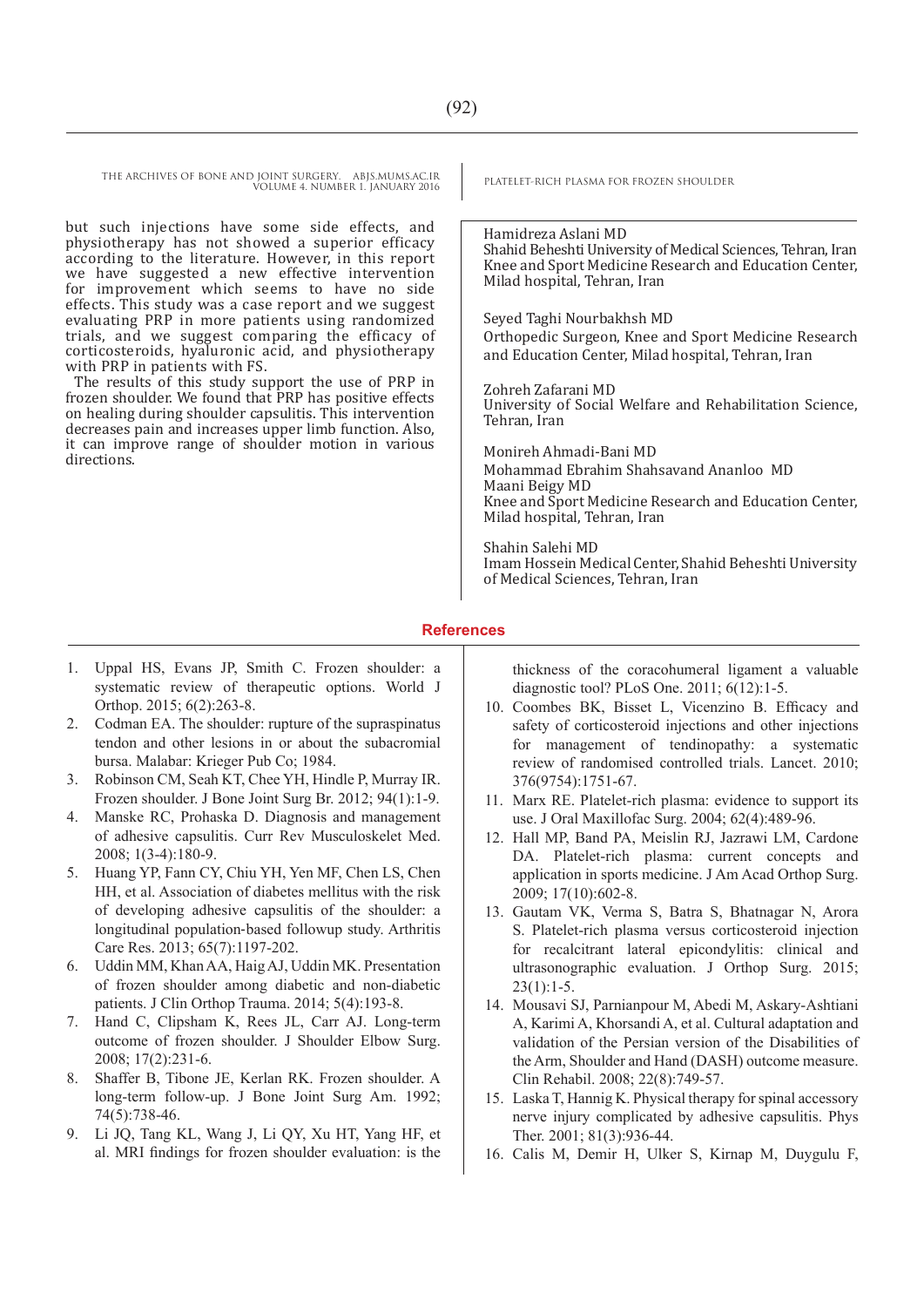but such injections have some side effects, and physiotherapy has not showed a superior efficacy according to the literature. However, in this report we have suggested a new effective intervention for improvement which seems to have no side effects. This study was a case report and we suggest evaluating PRP in more patients using randomized trials, and we suggest comparing the efficacy of corticosteroids, hyaluronic acid, and physiotherapy with PRP in patients with FS.

The results of this study support the use of PRP in frozen shoulder. We found that PRP has positive effects on healing during shoulder capsulitis. This intervention decreases pain and increases upper limb function. Also, it can improve range of shoulder motion in various directions.

Hamidreza Aslani MD
Shahid Beheshti University of Medical Sciences, Tehran, Iran
Knee and Sport Medicine Research and Education Center, Milad hospital, Tehran, Iran

Seyed Taghi Nourbakhsh MD
Orthopedic Surgeon, Knee and Sport Medicine Research and Education Center, Milad hospital, Tehran, Iran

Zohreh Zafarani MD
University of Social Welfare and Rehabilitation Science, Tehran, Iran

Monireh Ahmadi-Bani MD
Mohammad Ebrahim Shahsavand Ananloo MD
Maani Beigy MD
Knee and Sport Medicine Research and Education Center, Milad hospital, Tehran, Iran

Shahin Salehi MD
Imam Hossein Medical Center, Shahid Beheshti University of Medical Sciences, Tehran, Iran

## References

1. Uppal HS, Evans JP, Smith C. Frozen shoulder: a systematic review of therapeutic options. World J Orthop. 2015; 6(2):263-8.
2. Codman EA. The shoulder: rupture of the supraspinatus tendon and other lesions in or about the subacromial bursa. Malabar: Krieger Pub Co; 1984.
3. Robinson CM, Seah KT, Chee YH, Hindle P, Murray IR. Frozen shoulder. J Bone Joint Surg Br. 2012; 94(1):1-9.
4. Manske RC, Prohaska D. Diagnosis and management of adhesive capsulitis. Curr Rev Musculoskelet Med. 2008; 1(3-4):180-9.
5. Huang YP, Fann CY, Chiu YH, Yen MF, Chen LS, Chen HH, et al. Association of diabetes mellitus with the risk of developing adhesive capsulitis of the shoulder: a longitudinal population-based followup study. Arthritis Care Res. 2013; 65(7):1197-202.
6. Uddin MM, Khan AA, Haig AJ, Uddin MK. Presentation of frozen shoulder among diabetic and non-diabetic patients. J Clin Orthop Trauma. 2014; 5(4):193-8.
7. Hand C, Clipsham K, Rees JL, Carr AJ. Long-term outcome of frozen shoulder. J Shoulder Elbow Surg. 2008; 17(2):231-6.
8. Shaffer B, Tibone JE, Kerlan RK. Frozen shoulder. A long-term follow-up. J Bone Joint Surg Am. 1992; 74(5):738-46.
9. Li JQ, Tang KL, Wang J, Li QY, Xu HT, Yang HF, et al. MRI findings for frozen shoulder evaluation: is the thickness of the coracohumeral ligament a valuable diagnostic tool? PLoS One. 2011; 6(12):1-5.
10. Coombes BK, Bisset L, Vicenzino B. Efficacy and safety of corticosteroid injections and other injections for management of tendinopathy: a systematic review of randomised controlled trials. Lancet. 2010; 376(9754):1751-67.
11. Marx RE. Platelet-rich plasma: evidence to support its use. J Oral Maxillofac Surg. 2004; 62(4):489-96.
12. Hall MP, Band PA, Meislin RJ, Jazrawi LM, Cardone DA. Platelet-rich plasma: current concepts and application in sports medicine. J Am Acad Orthop Surg. 2009; 17(10):602-8.
13. Gautam VK, Verma S, Batra S, Bhatnagar N, Arora S. Platelet-rich plasma versus corticosteroid injection for recalcitrant lateral epicondylitis: clinical and ultrasonographic evaluation. J Orthop Surg. 2015; 23(1):1-5.
14. Mousavi SJ, Parnianpour M, Abedi M, Askary-Ashtiani A, Karimi A, Khorsandi A, et al. Cultural adaptation and validation of the Persian version of the Disabilities of the Arm, Shoulder and Hand (DASH) outcome measure. Clin Rehabil. 2008; 22(8):749-57.
15. Laska T, Hannig K. Physical therapy for spinal accessory nerve injury complicated by adhesive capsulitis. Phys Ther. 2001; 81(3):936-44.
16. Calis M, Demir H, Ulker S, Kirnap M, Duygulu F,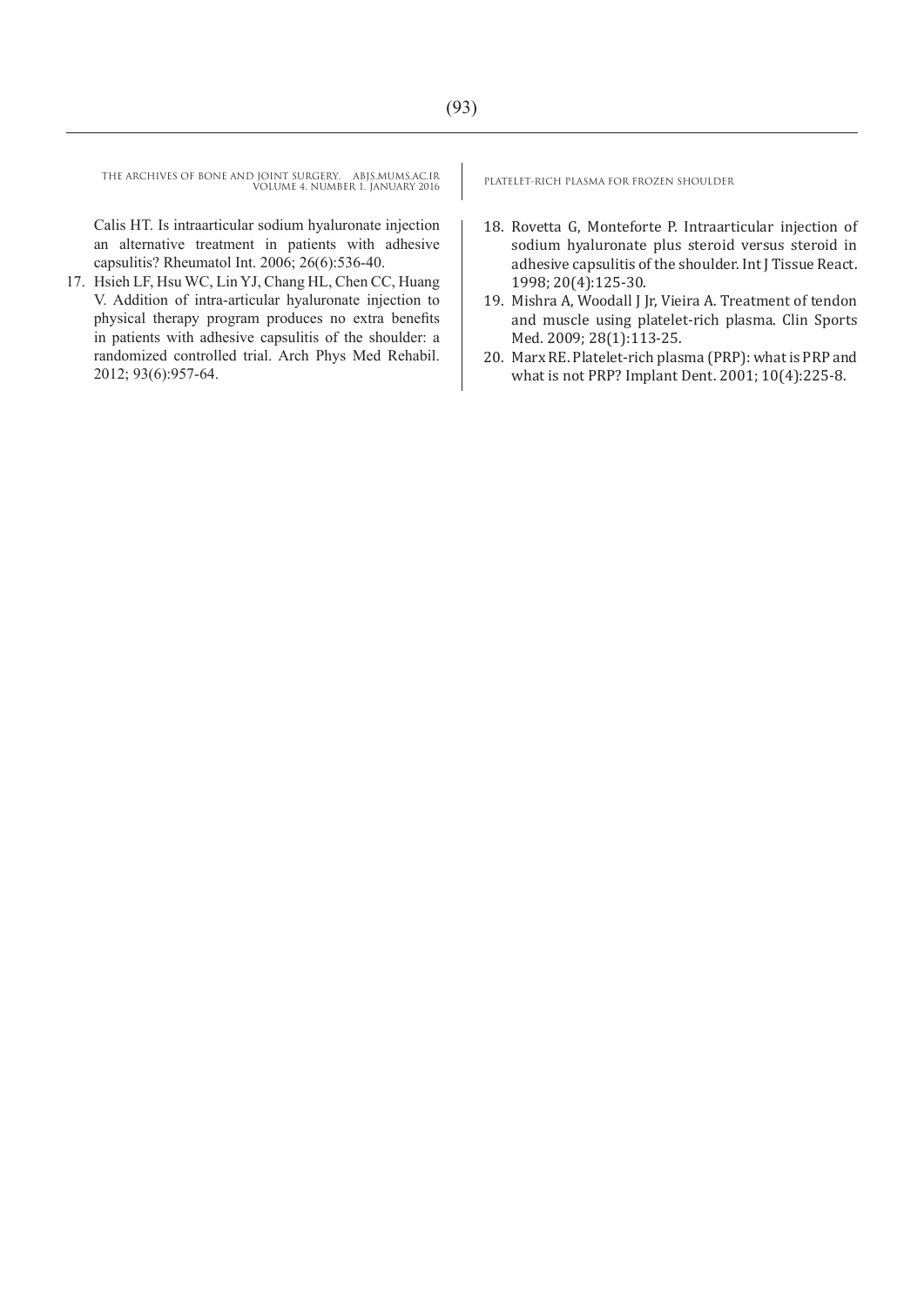Calis HT. Is intraarticular sodium hyaluronate injection an alternative treatment in patients with adhesive capsulitis? Rheumatol Int. 2006; 26(6):536-40.

17. Hsieh LF, Hsu WC, Lin YJ, Chang HL, Chen CC, Huang V. Addition of intra-articular hyaluronate injection to physical therapy program produces no extra benefits in patients with adhesive capsulitis of the shoulder: a randomized controlled trial. Arch Phys Med Rehabil. 2012; 93(6):957-64.
18. Rovetta G, Monteforte P. Intraarticular injection of sodium hyaluronate plus steroid versus steroid in adhesive capsulitis of the shoulder. Int J Tissue React. 1998; 20(4):125-30.
19. Mishra A, Woodall J Jr, Vieira A. Treatment of tendon and muscle using platelet-rich plasma. Clin Sports Med. 2009; 28(1):113-25.
20. Marx RE. Platelet-rich plasma (PRP): what is PRP and what is not PRP? Implant Dent. 2001; 10(4):225-8.